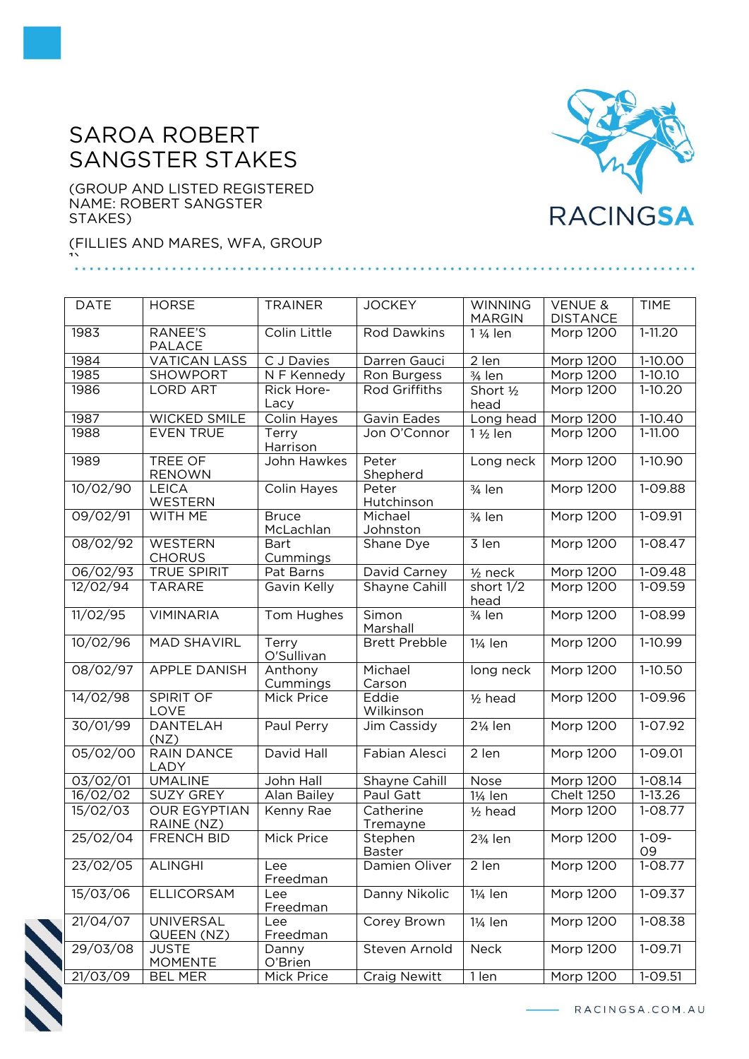# SAROA ROBERT SANGSTER STAKES

(GROUP AND LISTED REGISTERED NAME: ROBERT SANGSTER STAKES)

(FILLIES AND MARES, WFA, GROUP 1)

| DATE | HORSE | TRAINER | JOCKEY | WINNING MARGIN | VENUE & DISTANCE | TIME |
|---|---|---|---|---|---|---|
| 1983 | RANEE'S PALACE | Colin Little | Rod Dawkins | 1 ¼ len | Morp 1200 | 1-11.20 |
| 1984 | VATICAN LASS | C J Davies | Darren Gauci | 2 len | Morp 1200 | 1-10.00 |
| 1985 | SHOWPORT | N F Kennedy | Ron Burgess | ¾ len | Morp 1200 | 1-10.10 |
| 1986 | LORD ART | Rick Hore-Lacy | Rod Griffiths | Short ½ head | Morp 1200 | 1-10.20 |
| 1987 | WICKED SMILE | Colin Hayes | Gavin Eades | Long head | Morp 1200 | 1-10.40 |
| 1988 | EVEN TRUE | Terry Harrison | Jon O'Connor | 1 ½ len | Morp 1200 | 1-11.00 |
| 1989 | TREE OF RENOWN | John Hawkes | Peter Shepherd | Long neck | Morp 1200 | 1-10.90 |
| 10/02/90 | LEICA WESTERN | Colin Hayes | Peter Hutchinson | ¾ len | Morp 1200 | 1-09.88 |
| 09/02/91 | WITH ME | Bruce McLachlan | Michael Johnston | ¾ len | Morp 1200 | 1-09.91 |
| 08/02/92 | WESTERN CHORUS | Bart Cummings | Shane Dye | 3 len | Morp 1200 | 1-08.47 |
| 06/02/93 | TRUE SPIRIT | Pat Barns | David Carney | ½ neck | Morp 1200 | 1-09.48 |
| 12/02/94 | TARARE | Gavin Kelly | Shayne Cahill | short 1/2 head | Morp 1200 | 1-09.59 |
| 11/02/95 | VIMINARIA | Tom Hughes | Simon Marshall | ¾ len | Morp 1200 | 1-08.99 |
| 10/02/96 | MAD SHAVIRL | Terry O'Sullivan | Brett Prebble | 1¼ len | Morp 1200 | 1-10.99 |
| 08/02/97 | APPLE DANISH | Anthony Cummings | Michael Carson | long neck | Morp 1200 | 1-10.50 |
| 14/02/98 | SPIRIT OF LOVE | Mick Price | Eddie Wilkinson | ½ head | Morp 1200 | 1-09.96 |
| 30/01/99 | DANTELAH (NZ) | Paul Perry | Jim Cassidy | 2¼ len | Morp 1200 | 1-07.92 |
| 05/02/00 | RAIN DANCE LADY | David Hall | Fabian Alesci | 2 len | Morp 1200 | 1-09.01 |
| 03/02/01 | UMALINE | John Hall | Shayne Cahill | Nose | Morp 1200 | 1-08.14 |
| 16/02/02 | SUZY GREY | Alan Bailey | Paul Gatt | 1¼ len | Chelt 1250 | 1-13.26 |
| 15/02/03 | OUR EGYPTIAN RAINE (NZ) | Kenny Rae | Catherine Tremayne | ½ head | Morp 1200 | 1-08.77 |
| 25/02/04 | FRENCH BID | Mick Price | Stephen Baster | 2¾ len | Morp 1200 | 1-09-09 |
| 23/02/05 | ALINGHI | Lee Freedman | Damien Oliver | 2 len | Morp 1200 | 1-08.77 |
| 15/03/06 | ELLICORSAM | Lee Freedman | Danny Nikolic | 1¼ len | Morp 1200 | 1-09.37 |
| 21/04/07 | UNIVERSAL QUEEN (NZ) | Lee Freedman | Corey Brown | 1¼ len | Morp 1200 | 1-08.38 |
| 29/03/08 | JUSTE MOMENTE | Danny O'Brien | Steven Arnold | Neck | Morp 1200 | 1-09.71 |
| 21/03/09 | BEL MER | Mick Price | Craig Newitt | 1 len | Morp 1200 | 1-09.51 |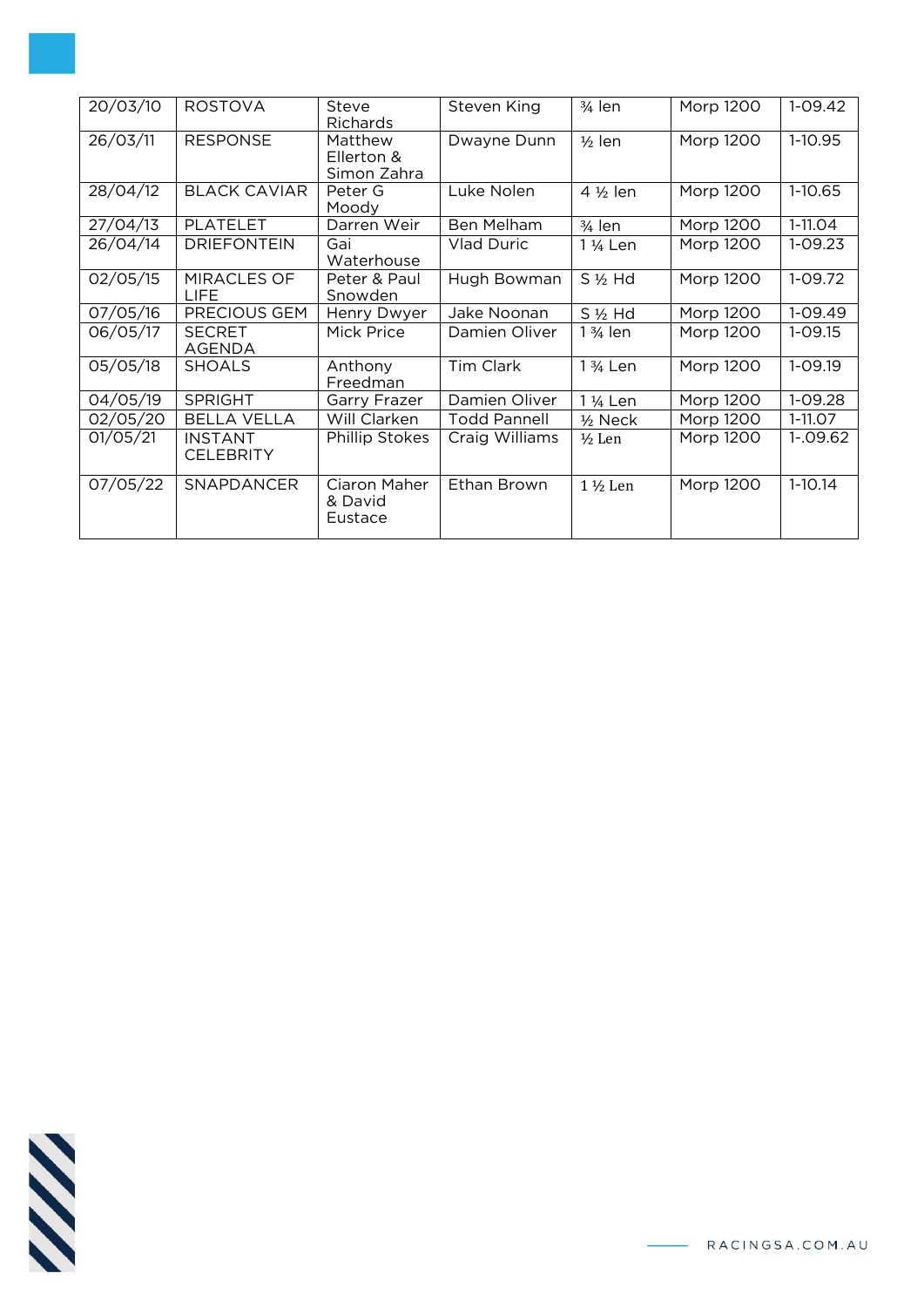| | | | | | | |
|---|---|---|---|---|---|---|
| 20/03/10 | ROSTOVA | Steve Richards | Steven King | ¾ len | Morp 1200 | 1-09.42 |
| 26/03/11 | RESPONSE | Matthew Ellerton & Simon Zahra | Dwayne Dunn | ½ len | Morp 1200 | 1-10.95 |
| 28/04/12 | BLACK CAVIAR | Peter G Moody | Luke Nolen | 4 ½ len | Morp 1200 | 1-10.65 |
| 27/04/13 | PLATELET | Darren Weir | Ben Melham | ¾ len | Morp 1200 | 1-11.04 |
| 26/04/14 | DRIEFONTEIN | Gai Waterhouse | Vlad Duric | 1 ¼ Len | Morp 1200 | 1-09.23 |
| 02/05/15 | MIRACLES OF LIFE | Peter & Paul Snowden | Hugh Bowman | S ½ Hd | Morp 1200 | 1-09.72 |
| 07/05/16 | PRECIOUS GEM | Henry Dwyer | Jake Noonan | S ½ Hd | Morp 1200 | 1-09.49 |
| 06/05/17 | SECRET AGENDA | Mick Price | Damien Oliver | 1 ¾ len | Morp 1200 | 1-09.15 |
| 05/05/18 | SHOALS | Anthony Freedman | Tim Clark | 1 ¾ Len | Morp 1200 | 1-09.19 |
| 04/05/19 | SPRIGHT | Garry Frazer | Damien Oliver | 1 ¼ Len | Morp 1200 | 1-09.28 |
| 02/05/20 | BELLA VELLA | Will Clarken | Todd Pannell | ½ Neck | Morp 1200 | 1-11.07 |
| 01/05/21 | INSTANT CELEBRITY | Phillip Stokes | Craig Williams | ½ Len | Morp 1200 | 1-.09.62 |
| 07/05/22 | SNAPDANCER | Ciaron Maher & David Eustace | Ethan Brown | 1 ½ Len | Morp 1200 | 1-10.14 |